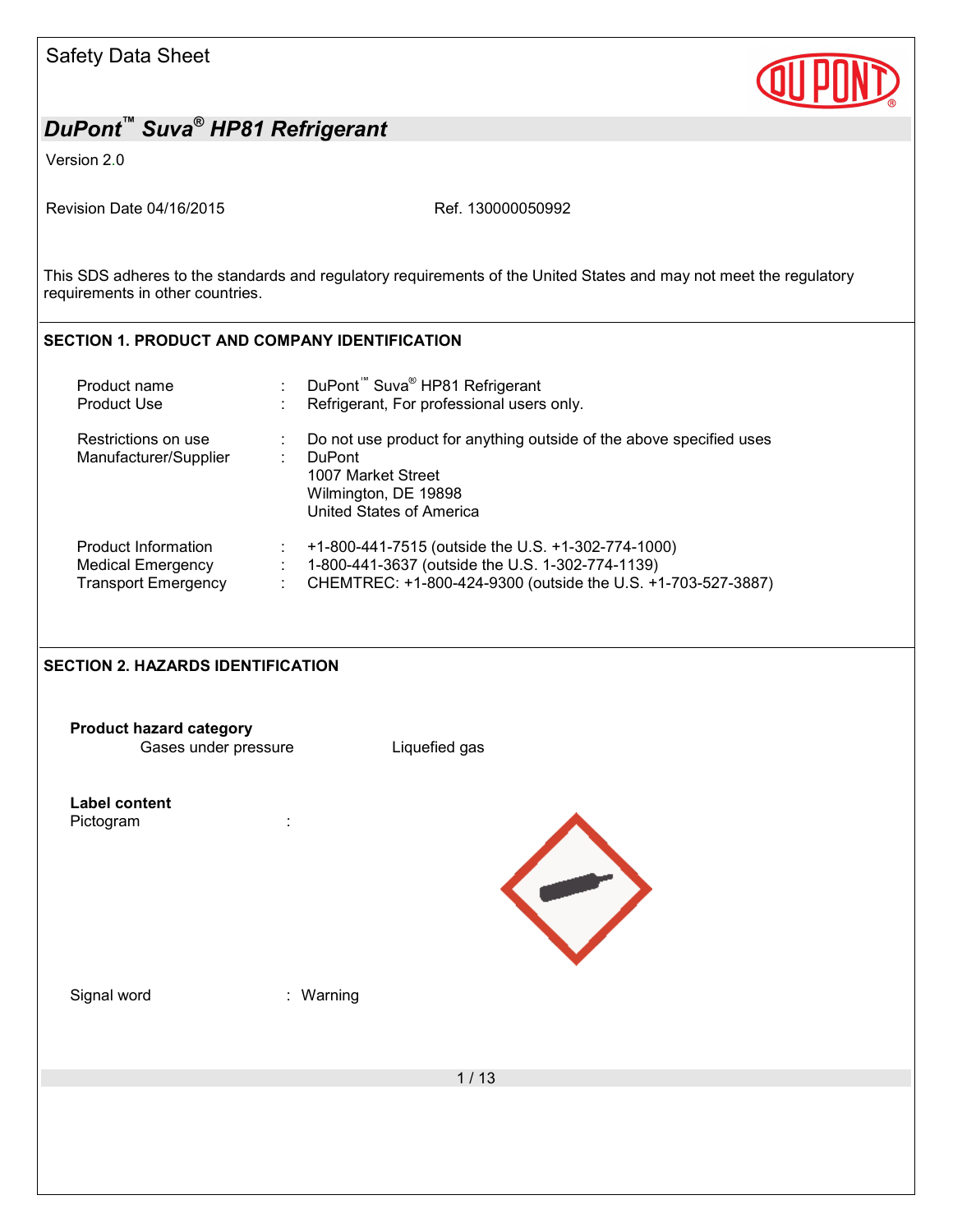Safety Data Sheet

# DuPont™ Suva® HP81 Refrigerant

Version 2.0

Revision Date 04/16/2015 Ref. 130000050992

This SDS adheres to the standards and regulatory requirements of the United States and may not meet the regulatory requirements in other countries.

## SECTION 1. PRODUCT AND COMPANY IDENTIFICATION

| | | |
|---|---|---|
| Product name | : | DuPont™ Suva® HP81 Refrigerant |
| Product Use | : | Refrigerant, For professional users only. |
| Restrictions on use | : | Do not use product for anything outside of the above specified uses |
| Manufacturer/Supplier | : | DuPont<br>1007 Market Street<br>Wilmington, DE 19898<br>United States of America |
| Product Information | : | +1-800-441-7515 (outside the U.S. +1-302-774-1000) |
| Medical Emergency | : | 1-800-441-3637 (outside the U.S. 1-302-774-1139) |
| Transport Emergency | : | CHEMTREC: +1-800-424-9300 (outside the U.S. +1-703-527-3887) |

## SECTION 2. HAZARDS IDENTIFICATION

**Product hazard category**

Gases under pressure Liquefied gas

**Label content**

Pictogram :

Signal word : Warning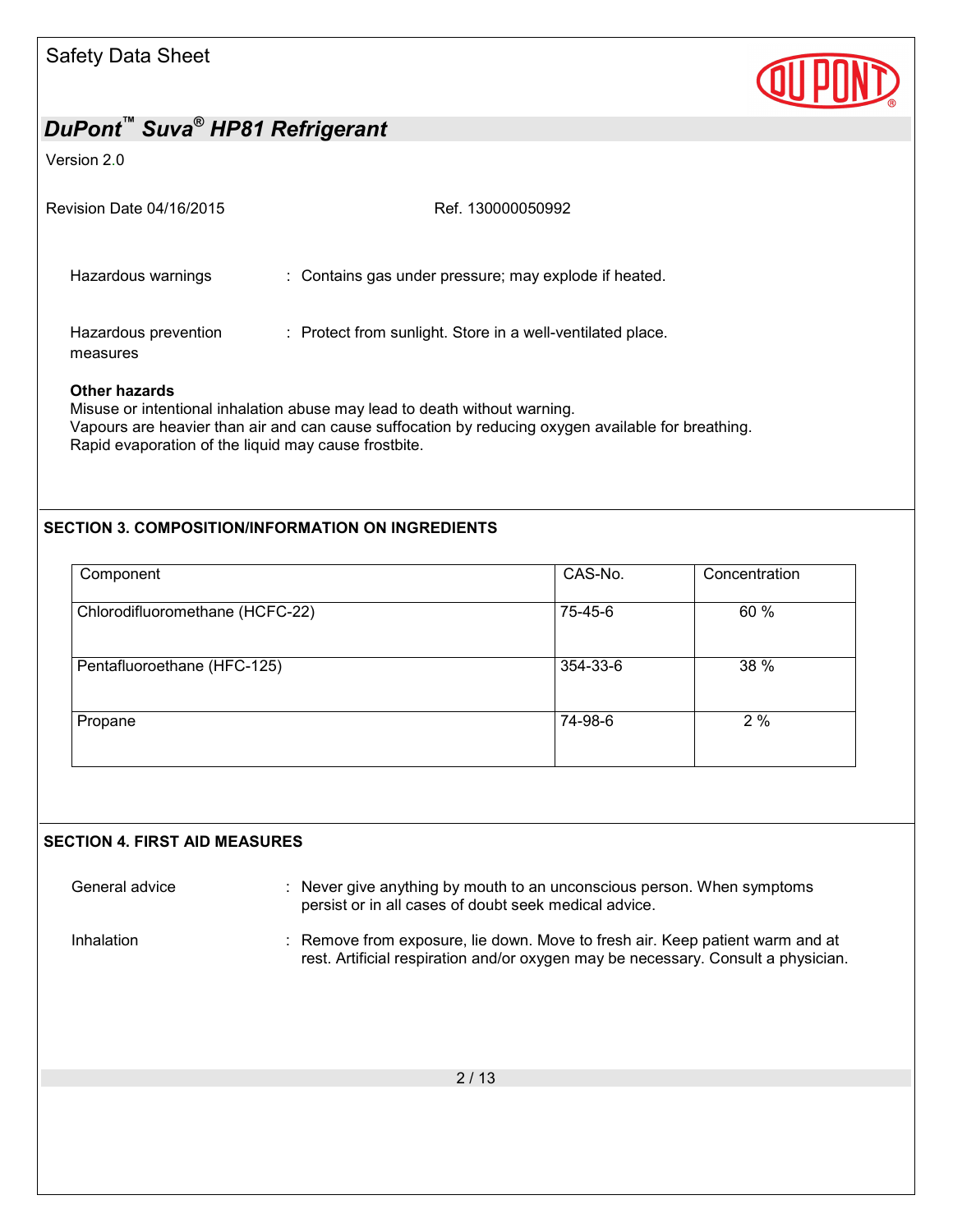Hazardous warnings : Contains gas under pressure; may explode if heated.

Hazardous prevention measures : Protect from sunlight. Store in a well-ventilated place.

**Other hazards**

Misuse or intentional inhalation abuse may lead to death without warning.
Vapours are heavier than air and can cause suffocation by reducing oxygen available for breathing.
Rapid evaporation of the liquid may cause frostbite.

## SECTION 3. COMPOSITION/INFORMATION ON INGREDIENTS

| Component | CAS-No. | Concentration |
|---|---|---|
| Chlorodifluoromethane (HCFC-22) | 75-45-6 | 60 % |
| Pentafluoroethane (HFC-125) | 354-33-6 | 38 % |
| Propane | 74-98-6 | 2 % |

## SECTION 4. FIRST AID MEASURES

General advice : Never give anything by mouth to an unconscious person. When symptoms persist or in all cases of doubt seek medical advice.

Inhalation : Remove from exposure, lie down. Move to fresh air. Keep patient warm and at rest. Artificial respiration and/or oxygen may be necessary. Consult a physician.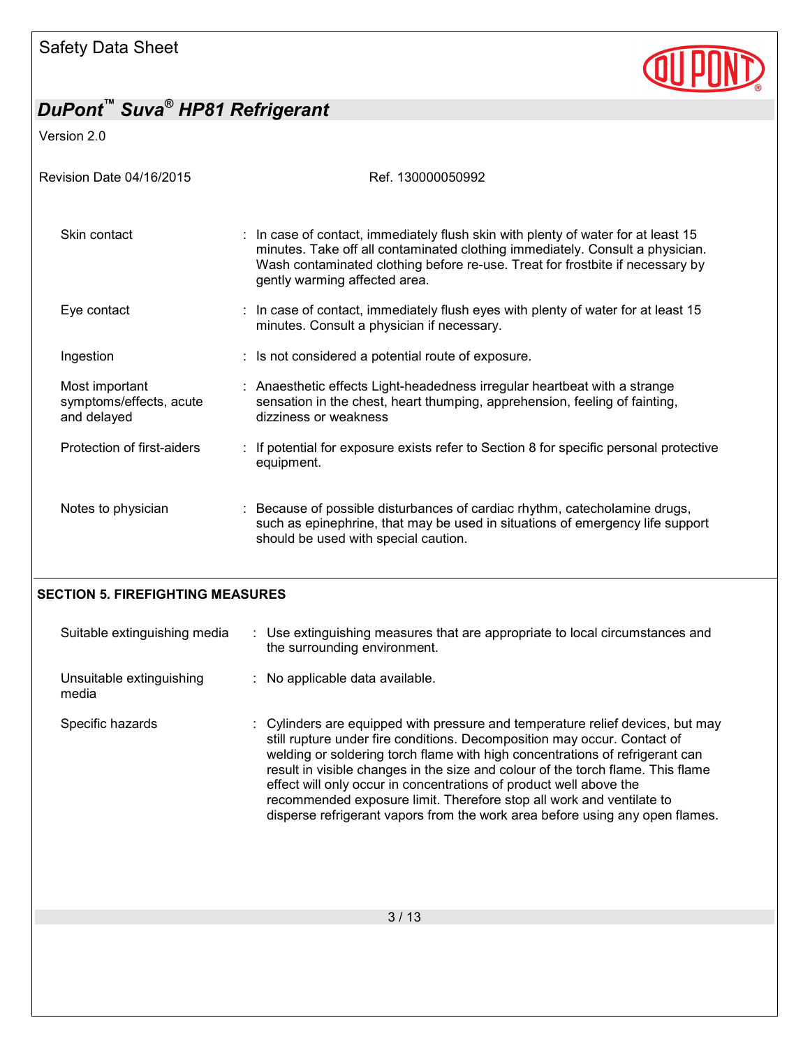| | | |
|---|---|---|
| Skin contact | : | In case of contact, immediately flush skin with plenty of water for at least 15 minutes. Take off all contaminated clothing immediately. Consult a physician. Wash contaminated clothing before re-use. Treat for frostbite if necessary by gently warming affected area. |
| Eye contact | : | In case of contact, immediately flush eyes with plenty of water for at least 15 minutes. Consult a physician if necessary. |
| Ingestion | : | Is not considered a potential route of exposure. |
| Most important symptoms/effects, acute and delayed | : | Anaesthetic effects Light-headedness irregular heartbeat with a strange sensation in the chest, heart thumping, apprehension, feeling of fainting, dizziness or weakness |
| Protection of first-aiders | : | If potential for exposure exists refer to Section 8 for specific personal protective equipment. |
| Notes to physician | : | Because of possible disturbances of cardiac rhythm, catecholamine drugs, such as epinephrine, that may be used in situations of emergency life support should be used with special caution. |

## SECTION 5. FIREFIGHTING MEASURES

| | | |
|---|---|---|
| Suitable extinguishing media | : | Use extinguishing measures that are appropriate to local circumstances and the surrounding environment. |
| Unsuitable extinguishing media | : | No applicable data available. |
| Specific hazards | : | Cylinders are equipped with pressure and temperature relief devices, but may still rupture under fire conditions. Decomposition may occur. Contact of welding or soldering torch flame with high concentrations of refrigerant can result in visible changes in the size and colour of the torch flame. This flame effect will only occur in concentrations of product well above the recommended exposure limit. Therefore stop all work and ventilate to disperse refrigerant vapors from the work area before using any open flames. |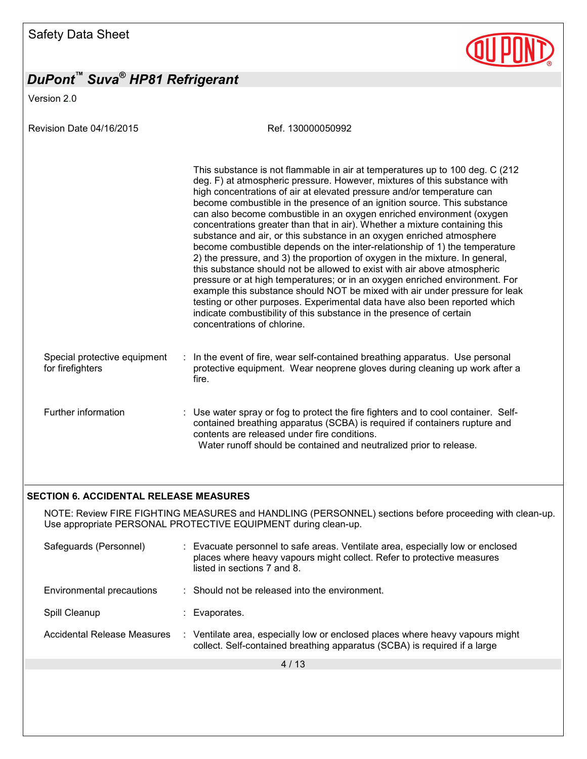This substance is not flammable in air at temperatures up to 100 deg. C (212 deg. F) at atmospheric pressure. However, mixtures of this substance with high concentrations of air at elevated pressure and/or temperature can become combustible in the presence of an ignition source. This substance can also become combustible in an oxygen enriched environment (oxygen concentrations greater than that in air). Whether a mixture containing this substance and air, or this substance in an oxygen enriched atmosphere become combustible depends on the inter-relationship of 1) the temperature 2) the pressure, and 3) the proportion of oxygen in the mixture. In general, this substance should not be allowed to exist with air above atmospheric pressure or at high temperatures; or in an oxygen enriched environment. For example this substance should NOT be mixed with air under pressure for leak testing or other purposes. Experimental data have also been reported which indicate combustibility of this substance in the presence of certain concentrations of chlorine.

Special protective equipment for firefighters : In the event of fire, wear self-contained breathing apparatus. Use personal protective equipment. Wear neoprene gloves during cleaning up work after a fire.

Further information : Use water spray or fog to protect the fire fighters and to cool container. Self-contained breathing apparatus (SCBA) is required if containers rupture and contents are released under fire conditions.
Water runoff should be contained and neutralized prior to release.

## SECTION 6. ACCIDENTAL RELEASE MEASURES

NOTE: Review FIRE FIGHTING MEASURES and HANDLING (PERSONNEL) sections before proceeding with clean-up. Use appropriate PERSONAL PROTECTIVE EQUIPMENT during clean-up.

Safeguards (Personnel) : Evacuate personnel to safe areas. Ventilate area, especially low or enclosed places where heavy vapours might collect. Refer to protective measures listed in sections 7 and 8.

Environmental precautions : Should not be released into the environment.

Spill Cleanup : Evaporates.

Accidental Release Measures : Ventilate area, especially low or enclosed places where heavy vapours might collect. Self-contained breathing apparatus (SCBA) is required if a large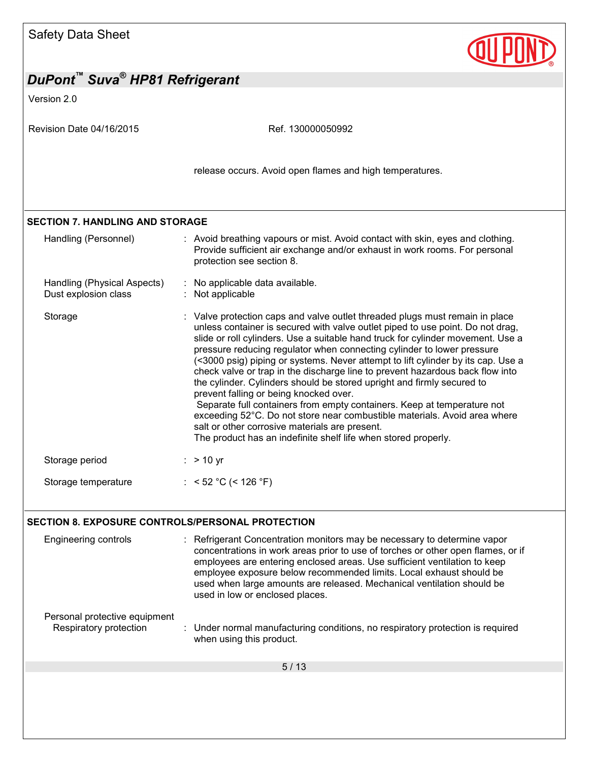release occurs. Avoid open flames and high temperatures.

## SECTION 7. HANDLING AND STORAGE

| | |
|---|---|
| Handling (Personnel) | : Avoid breathing vapours or mist. Avoid contact with skin, eyes and clothing. Provide sufficient air exchange and/or exhaust in work rooms. For personal protection see section 8. |
| Handling (Physical Aspects) | : No applicable data available. |
| Dust explosion class | : Not applicable |
| Storage | : Valve protection caps and valve outlet threaded plugs must remain in place unless container is secured with valve outlet piped to use point. Do not drag, slide or roll cylinders. Use a suitable hand truck for cylinder movement. Use a pressure reducing regulator when connecting cylinder to lower pressure (<3000 psig) piping or systems. Never attempt to lift cylinder by its cap. Use a check valve or trap in the discharge line to prevent hazardous back flow into the cylinder. Cylinders should be stored upright and firmly secured to prevent falling or being knocked over. Separate full containers from empty containers. Keep at temperature not exceeding 52°C. Do not store near combustible materials. Avoid area where salt or other corrosive materials are present. The product has an indefinite shelf life when stored properly. |
| Storage period | : > 10 yr |
| Storage temperature | : < 52 °C (< 126 °F) |

## SECTION 8. EXPOSURE CONTROLS/PERSONAL PROTECTION

| | |
|---|---|
| Engineering controls | : Refrigerant Concentration monitors may be necessary to determine vapor concentrations in work areas prior to use of torches or other open flames, or if employees are entering enclosed areas. Use sufficient ventilation to keep employee exposure below recommended limits. Local exhaust should be used when large amounts are released. Mechanical ventilation should be used in low or enclosed places. |

Personal protective equipment

| | |
|---|---|
| Respiratory protection | : Under normal manufacturing conditions, no respiratory protection is required when using this product. |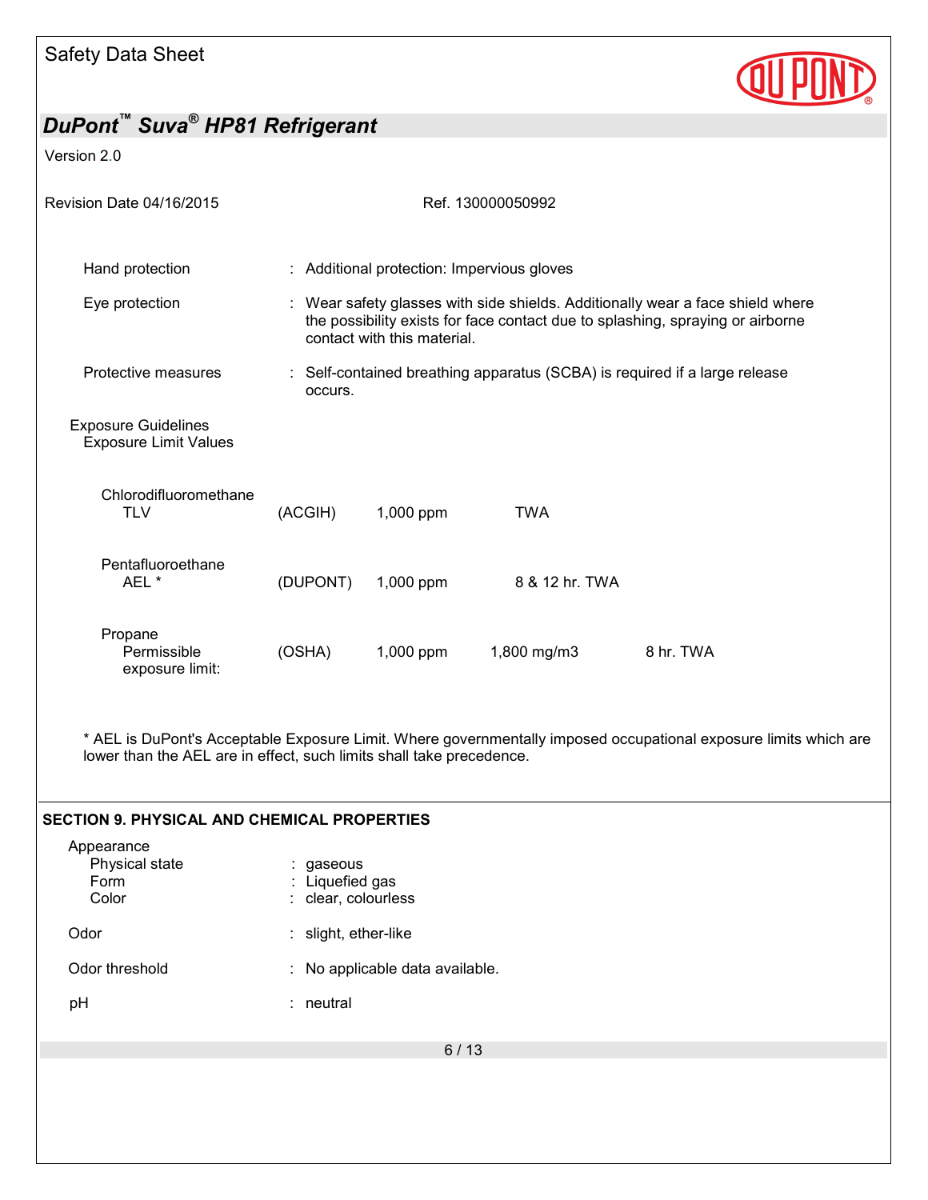| | | |
|---|---|---|
| Hand protection | : | Additional protection: Impervious gloves |
| Eye protection | : | Wear safety glasses with side shields. Additionally wear a face shield where the possibility exists for face contact due to splashing, spraying or airborne contact with this material. |
| Protective measures | : | Self-contained breathing apparatus (SCBA) is required if a large release occurs. |

Exposure Guidelines

Exposure Limit Values

| Substance | Source | Value | Value | Type |
|---|---|---|---|---|
| Chlorodifluoromethane TLV | (ACGIH) | 1,000 ppm | | TWA |
| Pentafluoroethane AEL * | (DUPONT) | 1,000 ppm | | 8 & 12 hr. TWA |
| Propane Permissible exposure limit: | (OSHA) | 1,000 ppm | 1,800 mg/m3 | 8 hr. TWA |

* AEL is DuPont's Acceptable Exposure Limit. Where governmentally imposed occupational exposure limits which are lower than the AEL are in effect, such limits shall take precedence.

## SECTION 9. PHYSICAL AND CHEMICAL PROPERTIES

Appearance

| | | |
|---|---|---|
| Physical state | : | gaseous |
| Form | : | Liquefied gas |
| Color | : | clear, colourless |
| Odor | : | slight, ether-like |
| Odor threshold | : | No applicable data available. |
| pH | : | neutral |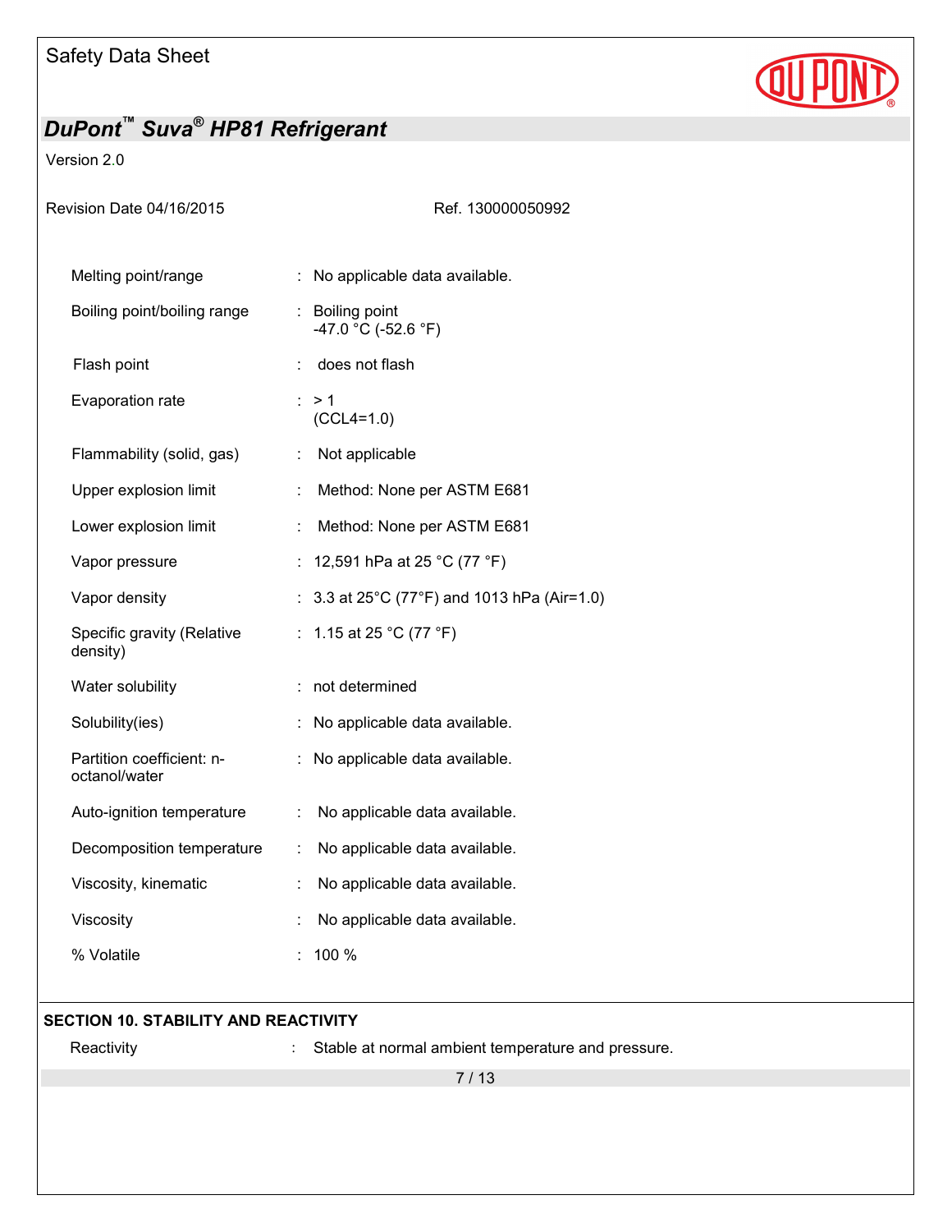| | | |
|---|---|---|
| Melting point/range | : | No applicable data available. |
| Boiling point/boiling range | : | Boiling point<br>-47.0 °C (-52.6 °F) |
| Flash point | : | does not flash |
| Evaporation rate | : | > 1<br>($CCL_4$=1.0) |
| Flammability (solid, gas) | : | Not applicable |
| Upper explosion limit | : | Method: None per ASTM E681 |
| Lower explosion limit | : | Method: None per ASTM E681 |
| Vapor pressure | : | 12,591 hPa at 25 °C (77 °F) |
| Vapor density | : | 3.3 at 25°C (77°F) and 1013 hPa (Air=1.0) |
| Specific gravity (Relative density) | : | 1.15 at 25 °C (77 °F) |
| Water solubility | : | not determined |
| Solubility(ies) | : | No applicable data available. |
| Partition coefficient: n-octanol/water | : | No applicable data available. |
| Auto-ignition temperature | : | No applicable data available. |
| Decomposition temperature | : | No applicable data available. |
| Viscosity, kinematic | : | No applicable data available. |
| Viscosity | : | No applicable data available. |
| % Volatile | : | 100 % |

## SECTION 10. STABILITY AND REACTIVITY

| | | |
|---|---|---|
| Reactivity | : | Stable at normal ambient temperature and pressure. |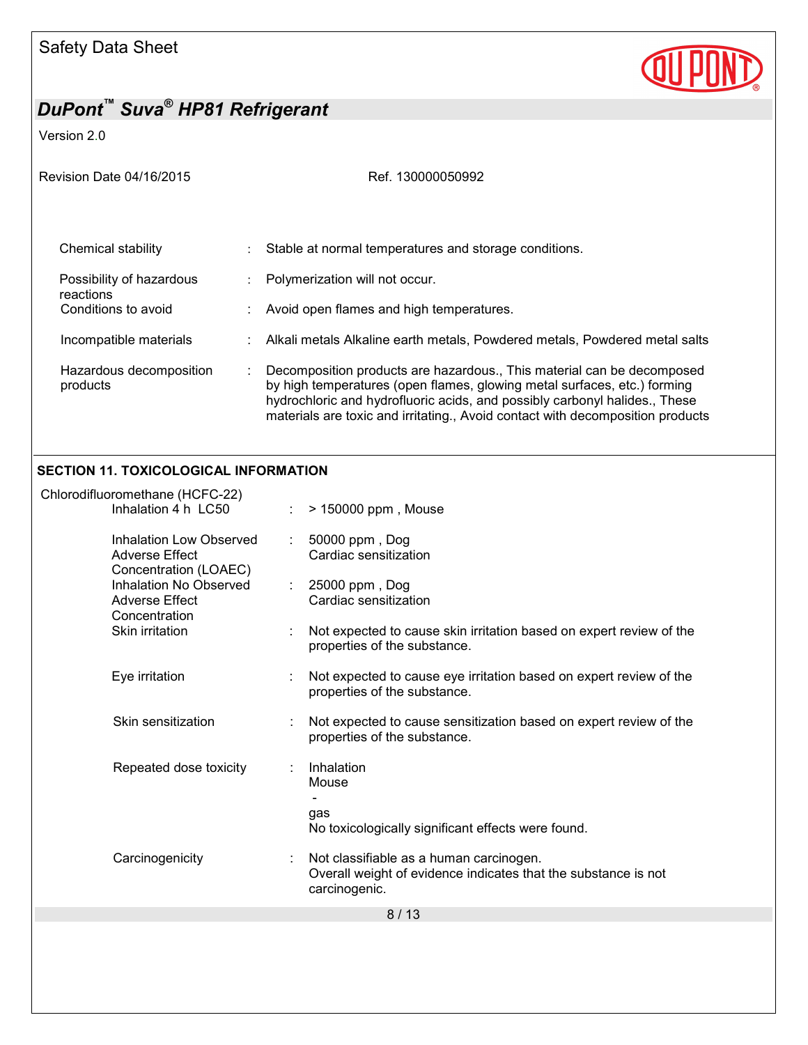| | | |
|---|---|---|
| Chemical stability | : | Stable at normal temperatures and storage conditions. |
| Possibility of hazardous reactions | : | Polymerization will not occur. |
| Conditions to avoid | : | Avoid open flames and high temperatures. |
| Incompatible materials | : | Alkali metals Alkaline earth metals, Powdered metals, Powdered metal salts |
| Hazardous decomposition products | : | Decomposition products are hazardous., This material can be decomposed by high temperatures (open flames, glowing metal surfaces, etc.) forming hydrochloric and hydrofluoric acids, and possibly carbonyl halides., These materials are toxic and irritating., Avoid contact with decomposition products |

## SECTION 11. TOXICOLOGICAL INFORMATION

Chlorodifluoromethane (HCFC-22)

| | | |
|---|---|---|
| Inhalation 4 h LC50 | : | > 150000 ppm , Mouse |
| Inhalation Low Observed Adverse Effect Concentration (LOAEC) | : | 50000 ppm , Dog<br>Cardiac sensitization |
| Inhalation No Observed Adverse Effect Concentration | : | 25000 ppm , Dog<br>Cardiac sensitization |
| Skin irritation | : | Not expected to cause skin irritation based on expert review of the properties of the substance. |
| Eye irritation | : | Not expected to cause eye irritation based on expert review of the properties of the substance. |
| Skin sensitization | : | Not expected to cause sensitization based on expert review of the properties of the substance. |
| Repeated dose toxicity | : | Inhalation<br>Mouse<br>-<br>gas<br>No toxicologically significant effects were found. |
| Carcinogenicity | : | Not classifiable as a human carcinogen.<br>Overall weight of evidence indicates that the substance is not carcinogenic. |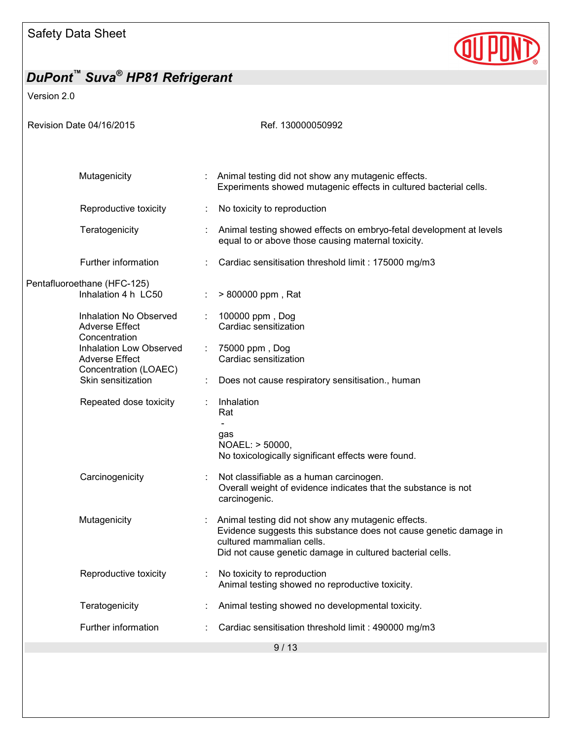Mutagenicity : Animal testing did not show any mutagenic effects.
Experiments showed mutagenic effects in cultured bacterial cells.

Reproductive toxicity : No toxicity to reproduction

Teratogenicity : Animal testing showed effects on embryo-fetal development at levels equal to or above those causing maternal toxicity.

Further information : Cardiac sensitisation threshold limit : 175000 mg/m3

Pentafluoroethane (HFC-125)

Inhalation 4 h LC50 : > 800000 ppm , Rat

Inhalation No Observed Adverse Effect Concentration : 100000 ppm , Dog
Cardiac sensitization

Inhalation Low Observed Adverse Effect Concentration (LOAEC) : 75000 ppm , Dog
Cardiac sensitization

Skin sensitization : Does not cause respiratory sensitisation., human

Repeated dose toxicity : Inhalation
Rat
-
gas
NOAEL: > 50000,
No toxicologically significant effects were found.

Carcinogenicity : Not classifiable as a human carcinogen.
Overall weight of evidence indicates that the substance is not carcinogenic.

Mutagenicity : Animal testing did not show any mutagenic effects.
Evidence suggests this substance does not cause genetic damage in cultured mammalian cells.
Did not cause genetic damage in cultured bacterial cells.

Reproductive toxicity : No toxicity to reproduction
Animal testing showed no reproductive toxicity.

Teratogenicity : Animal testing showed no developmental toxicity.

Further information : Cardiac sensitisation threshold limit : 490000 mg/m3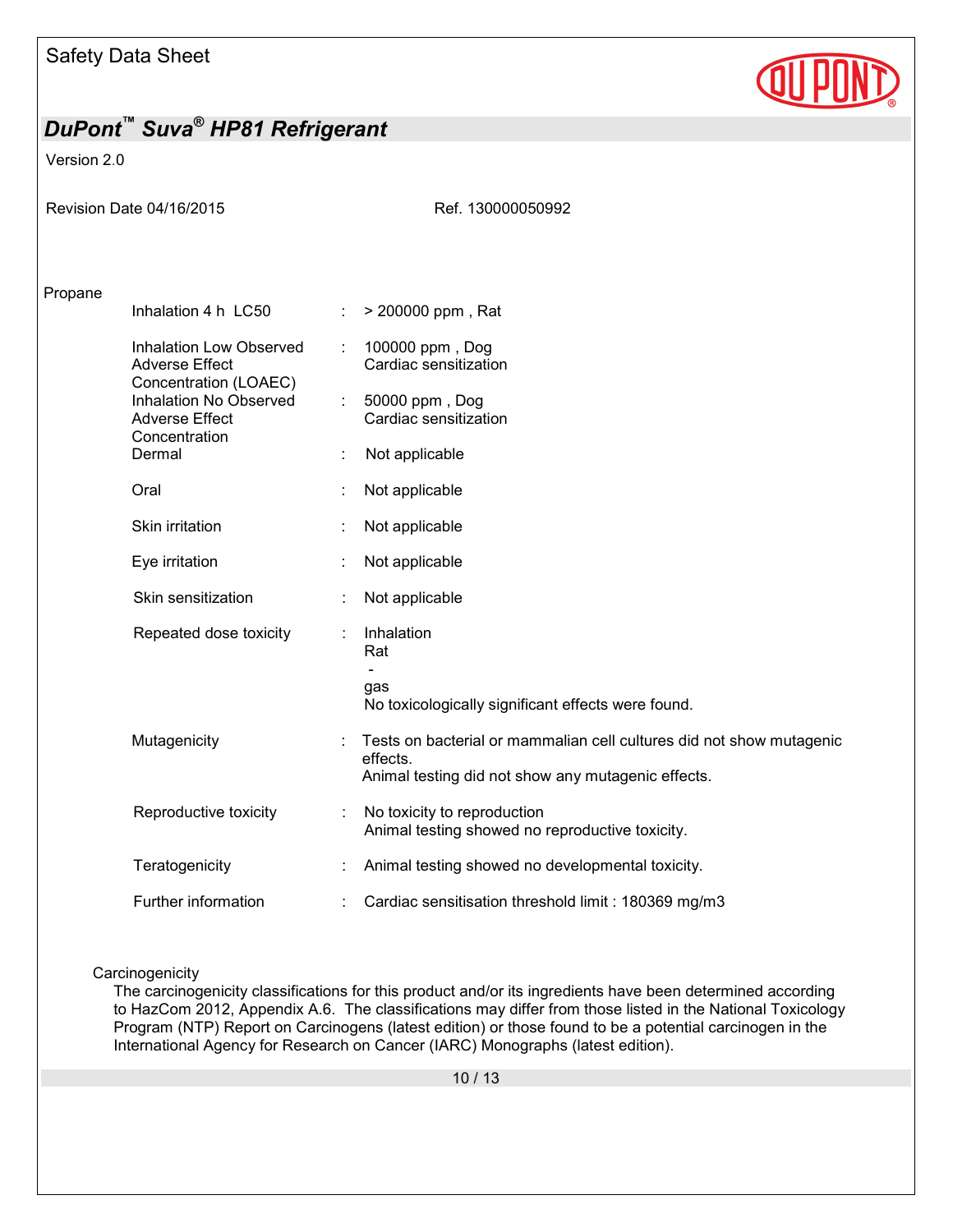Propane

| | | |
|---|---|---|
| Inhalation 4 h LC50 | : | > 200000 ppm , Rat |
| Inhalation Low Observed Adverse Effect Concentration (LOAEC) | : | 100000 ppm , Dog<br>Cardiac sensitization |
| Inhalation No Observed Adverse Effect Concentration | : | 50000 ppm , Dog<br>Cardiac sensitization |
| Dermal | : | Not applicable |
| Oral | : | Not applicable |
| Skin irritation | : | Not applicable |
| Eye irritation | : | Not applicable |
| Skin sensitization | : | Not applicable |
| Repeated dose toxicity | : | Inhalation<br>Rat<br>-<br>gas<br>No toxicologically significant effects were found. |
| Mutagenicity | : | Tests on bacterial or mammalian cell cultures did not show mutagenic effects.<br>Animal testing did not show any mutagenic effects. |
| Reproductive toxicity | : | No toxicity to reproduction<br>Animal testing showed no reproductive toxicity. |
| Teratogenicity | : | Animal testing showed no developmental toxicity. |
| Further information | : | Cardiac sensitisation threshold limit : 180369 mg/m3 |

Carcinogenicity

The carcinogenicity classifications for this product and/or its ingredients have been determined according to HazCom 2012, Appendix A.6. The classifications may differ from those listed in the National Toxicology Program (NTP) Report on Carcinogens (latest edition) or those found to be a potential carcinogen in the International Agency for Research on Cancer (IARC) Monographs (latest edition).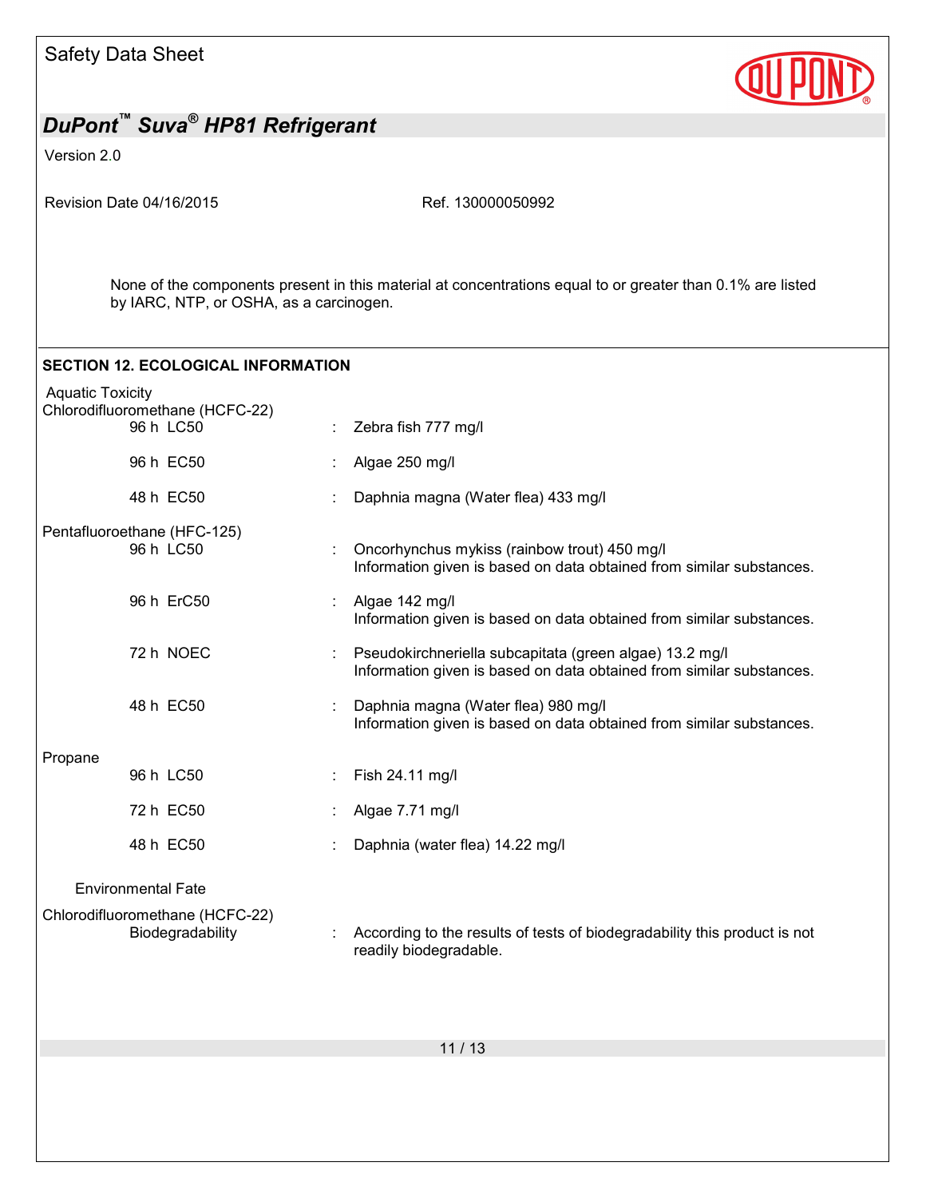None of the components present in this material at concentrations equal to or greater than 0.1% are listed by IARC, NTP, or OSHA, as a carcinogen.

## SECTION 12. ECOLOGICAL INFORMATION

Aquatic Toxicity

Chlorodifluoromethane (HCFC-22)

| | | |
|---|---|---|
| 96 h LC50 | : | Zebra fish 777 mg/l |
| 96 h EC50 | : | Algae 250 mg/l |
| 48 h EC50 | : | Daphnia magna (Water flea) 433 mg/l |

Pentafluoroethane (HFC-125)

| | | |
|---|---|---|
| 96 h LC50 | : | Oncorhynchus mykiss (rainbow trout) 450 mg/l<br>Information given is based on data obtained from similar substances. |
| 96 h ErC50 | : | Algae 142 mg/l<br>Information given is based on data obtained from similar substances. |
| 72 h NOEC | : | Pseudokirchneriella subcapitata (green algae) 13.2 mg/l<br>Information given is based on data obtained from similar substances. |
| 48 h EC50 | : | Daphnia magna (Water flea) 980 mg/l<br>Information given is based on data obtained from similar substances. |

Propane

| | | |
|---|---|---|
| 96 h LC50 | : | Fish 24.11 mg/l |
| 72 h EC50 | : | Algae 7.71 mg/l |
| 48 h EC50 | : | Daphnia (water flea) 14.22 mg/l |

Environmental Fate

Chlorodifluoromethane (HCFC-22)

| | | |
|---|---|---|
| Biodegradability | : | According to the results of tests of biodegradability this product is not readily biodegradable. |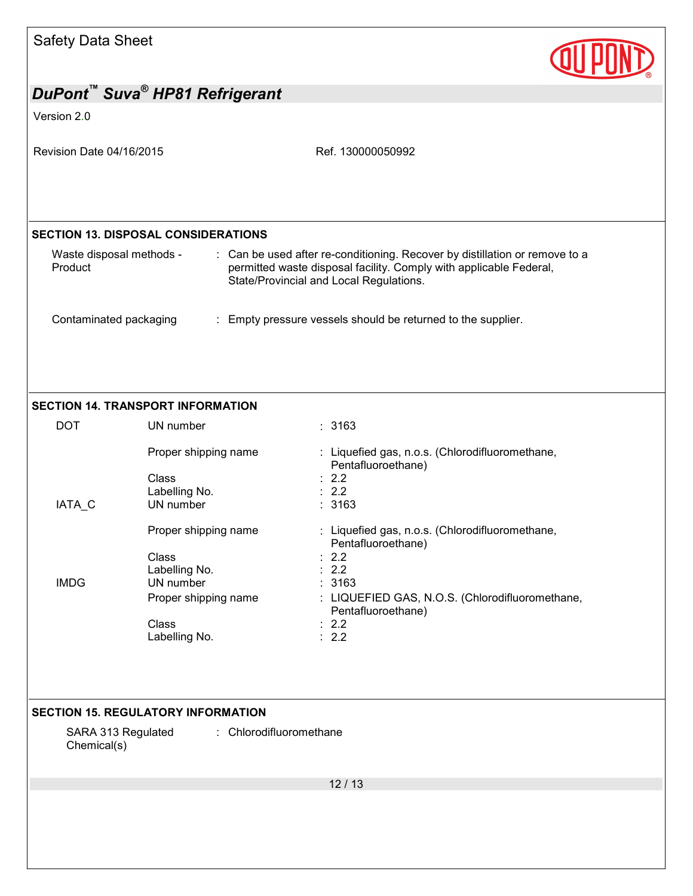## SECTION 13. DISPOSAL CONSIDERATIONS

| | |
|---|---|
| Waste disposal methods - Product | : Can be used after re-conditioning. Recover by distillation or remove to a permitted waste disposal facility. Comply with applicable Federal, State/Provincial and Local Regulations. |
| Contaminated packaging | : Empty pressure vessels should be returned to the supplier. |

## SECTION 14. TRANSPORT INFORMATION

| | | |
|---|---|---|
| DOT | UN number | : 3163 |
| | Proper shipping name | : Liquefied gas, n.o.s. (Chlorodifluoromethane, Pentafluoroethane) |
| | Class | : 2.2 |
| | Labelling No. | : 2.2 |
| IATA_C | UN number | : 3163 |
| | Proper shipping name | : Liquefied gas, n.o.s. (Chlorodifluoromethane, Pentafluoroethane) |
| | Class | : 2.2 |
| | Labelling No. | : 2.2 |
| IMDG | UN number | : 3163 |
| | Proper shipping name | : LIQUEFIED GAS, N.O.S. (Chlorodifluoromethane, Pentafluoroethane) |
| | Class | : 2.2 |
| | Labelling No. | : 2.2 |

## SECTION 15. REGULATORY INFORMATION

| | |
|---|---|
| SARA 313 Regulated Chemical(s) | : Chlorodifluoromethane |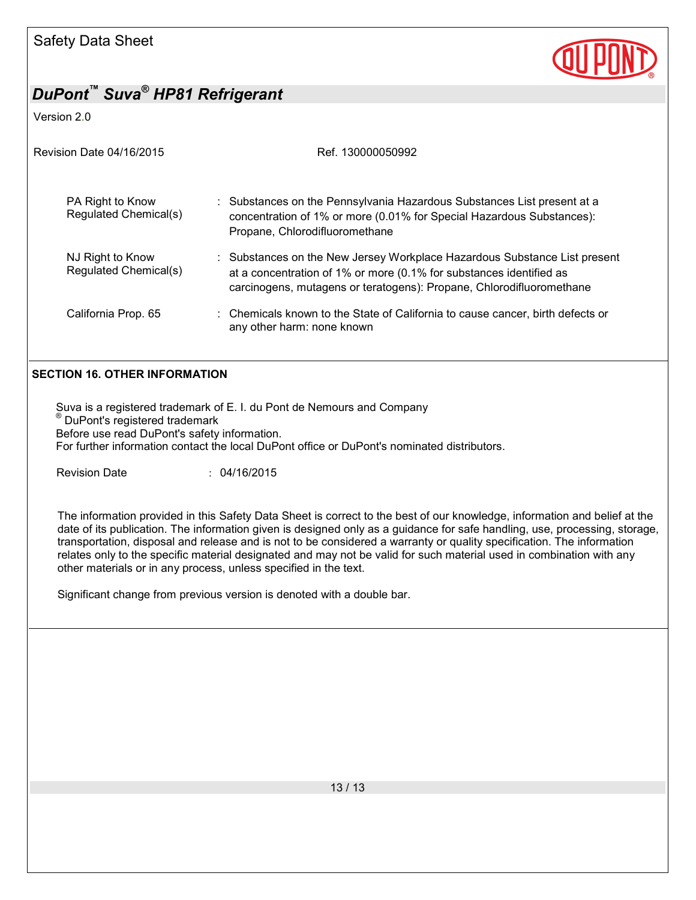| | | |
|---|---|---|
| PA Right to Know Regulated Chemical(s) | : | Substances on the Pennsylvania Hazardous Substances List present at a concentration of 1% or more (0.01% for Special Hazardous Substances): Propane, Chlorodifluoromethane |
| NJ Right to Know Regulated Chemical(s) | : | Substances on the New Jersey Workplace Hazardous Substance List present at a concentration of 1% or more (0.1% for substances identified as carcinogens, mutagens or teratogens): Propane, Chlorodifluoromethane |
| California Prop. 65 | : | Chemicals known to the State of California to cause cancer, birth defects or any other harm: none known |

## SECTION 16. OTHER INFORMATION

Suva is a registered trademark of E. I. du Pont de Nemours and Company
® DuPont's registered trademark
Before use read DuPont's safety information.
For further information contact the local DuPont office or DuPont's nominated distributors.

Revision Date : 04/16/2015

The information provided in this Safety Data Sheet is correct to the best of our knowledge, information and belief at the date of its publication. The information given is designed only as a guidance for safe handling, use, processing, storage, transportation, disposal and release and is not to be considered a warranty or quality specification. The information relates only to the specific material designated and may not be valid for such material used in combination with any other materials or in any process, unless specified in the text.

Significant change from previous version is denoted with a double bar.